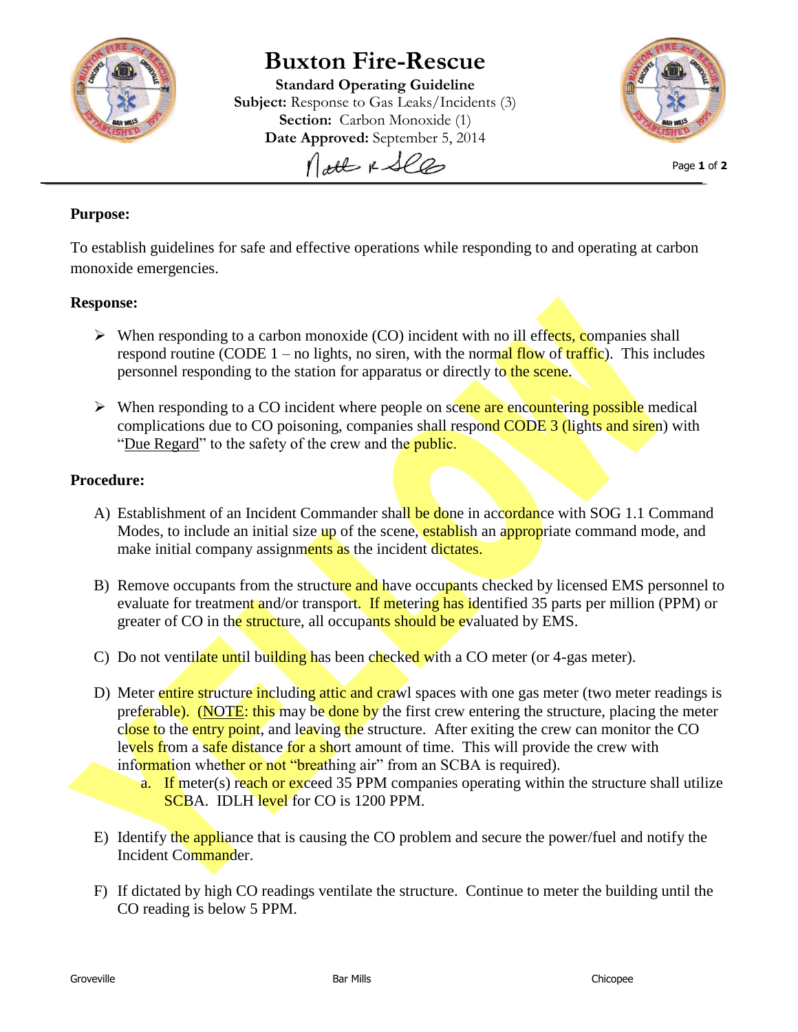# Buxton Fire-Rescue

**Standard Operating Guideline**
**Subject:** Response to Gas Leaks/Incidents (3)
**Section:** Carbon Monoxide (1)
**Date Approved:** September 5, 2014

**Purpose:**

To establish guidelines for safe and effective operations while responding to and operating at carbon monoxide emergencies.

**Response:**

- When responding to a carbon monoxide (CO) incident with no ill effects, companies shall respond routine (CODE 1 – no lights, no siren, with the normal flow of traffic). This includes personnel responding to the station for apparatus or directly to the scene.
- When responding to a CO incident where people on scene are encountering possible medical complications due to CO poisoning, companies shall respond CODE 3 (lights and siren) with "Due Regard" to the safety of the crew and the public.

**Procedure:**

A) Establishment of an Incident Commander shall be done in accordance with SOG 1.1 Command Modes, to include an initial size up of the scene, establish an appropriate command mode, and make initial company assignments as the incident dictates.

B) Remove occupants from the structure and have occupants checked by licensed EMS personnel to evaluate for treatment and/or transport. If metering has identified 35 parts per million (PPM) or greater of CO in the structure, all occupants should be evaluated by EMS.

C) Do not ventilate until building has been checked with a CO meter (or 4-gas meter).

D) Meter entire structure including attic and crawl spaces with one gas meter (two meter readings is preferable). (NOTE: this may be done by the first crew entering the structure, placing the meter close to the entry point, and leaving the structure. After exiting the crew can monitor the CO levels from a safe distance for a short amount of time. This will provide the crew with information whether or not "breathing air" from an SCBA is required).
   a. If meter(s) reach or exceed 35 PPM companies operating within the structure shall utilize SCBA. IDLH level for CO is 1200 PPM.

E) Identify the appliance that is causing the CO problem and secure the power/fuel and notify the Incident Commander.

F) If dictated by high CO readings ventilate the structure. Continue to meter the building until the CO reading is below 5 PPM.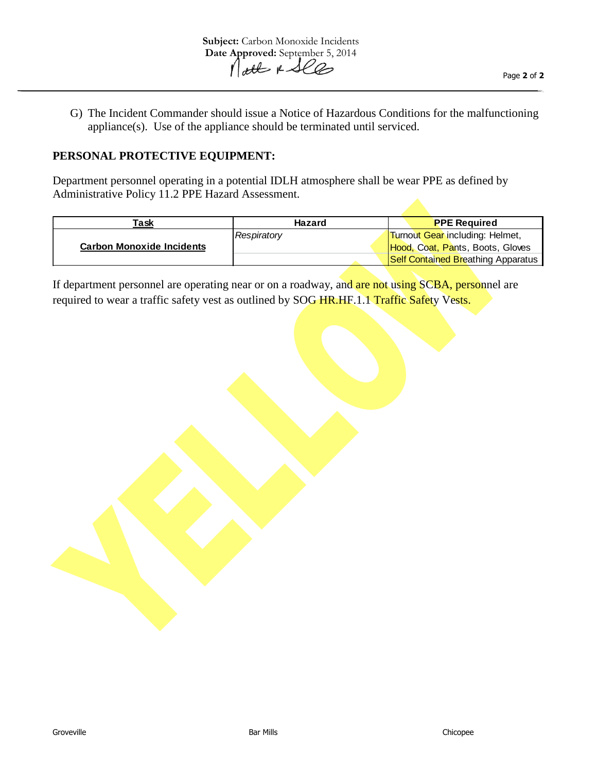G) The Incident Commander should issue a Notice of Hazardous Conditions for the malfunctioning appliance(s). Use of the appliance should be terminated until serviced.

## PERSONAL PROTECTIVE EQUIPMENT:

Department personnel operating in a potential IDLH atmosphere shall be wear PPE as defined by Administrative Policy 11.2 PPE Hazard Assessment.

| Task | Hazard | PPE Required |
|---|---|---|
| **Carbon Monoxide Incidents** | *Respiratory* | Turnout Gear including: Helmet, Hood, Coat, Pants, Boots, Gloves |
| | | Self Contained Breathing Apparatus |

If department personnel are operating near or on a roadway, and are not using SCBA, personnel are required to wear a traffic safety vest as outlined by SOG HR.HF.1.1 Traffic Safety Vests.

YELLOW